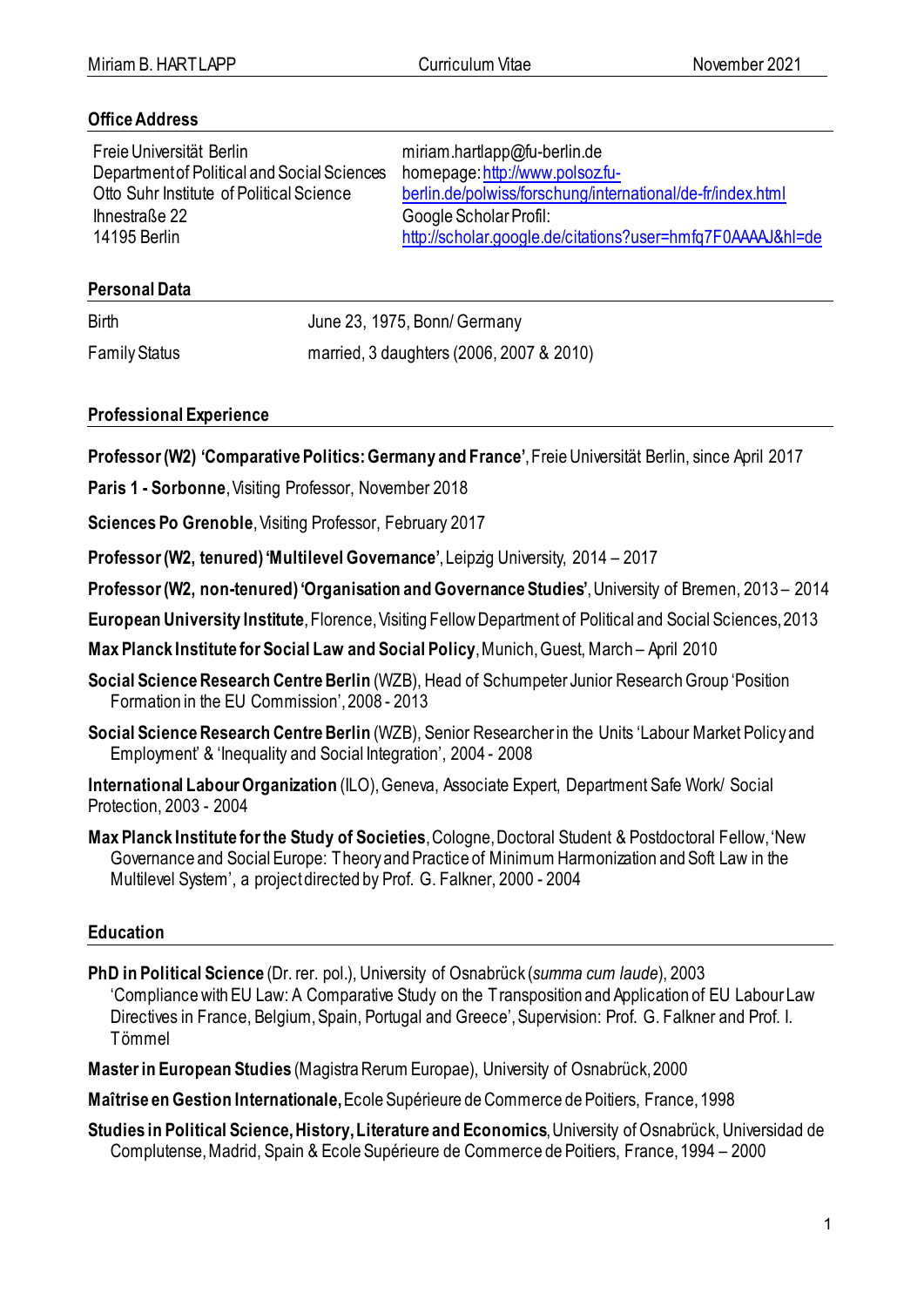## Office Address

Freie Universität Berlin
Department of Political and Social Sciences
Otto Suhr Institute of Political Science
Ihnestraße 22
14195 Berlin

miriam.hartlapp@fu-berlin.de
homepage: http://www.polsoz.fu-berlin.de/polwiss/forschung/international/de-fr/index.html
Google Scholar Profil: http://scholar.google.de/citations?user=hmfq7F0AAAAJ&hl=de

## Personal Data

| | |
|---|---|
| Birth | June 23, 1975, Bonn/ Germany |
| Family Status | married, 3 daughters (2006, 2007 & 2010) |

## Professional Experience

**Professor (W2) 'Comparative Politics: Germany and France'**, Freie Universität Berlin, since April 2017

**Paris 1 - Sorbonne**, Visiting Professor, November 2018

**Sciences Po Grenoble**, Visiting Professor, February 2017

**Professor (W2, tenured) 'Multilevel Governance'**, Leipzig University, 2014 – 2017

**Professor (W2, non-tenured) 'Organisation and Governance Studies'**, University of Bremen, 2013 – 2014

**European University Institute**, Florence, Visiting Fellow Department of Political and Social Sciences, 2013

**Max Planck Institute for Social Law and Social Policy**, Munich, Guest, March – April 2010

**Social Science Research Centre Berlin** (WZB), Head of Schumpeter Junior Research Group 'Position Formation in the EU Commission', 2008 - 2013

**Social Science Research Centre Berlin** (WZB), Senior Researcher in the Units 'Labour Market Policy and Employment' & 'Inequality and Social Integration', 2004 - 2008

**International Labour Organization** (ILO), Geneva, Associate Expert, Department Safe Work/ Social Protection, 2003 - 2004

**Max Planck Institute for the Study of Societies**, Cologne, Doctoral Student & Postdoctoral Fellow, 'New Governance and Social Europe: Theory and Practice of Minimum Harmonization and Soft Law in the Multilevel System', a project directed by Prof. G. Falkner, 2000 - 2004

## Education

**PhD in Political Science** (Dr. rer. pol.), University of Osnabrück (*summa cum laude*), 2003
'Compliance with EU Law: A Comparative Study on the Transposition and Application of EU Labour Law Directives in France, Belgium, Spain, Portugal and Greece', Supervision: Prof. G. Falkner and Prof. I. Tömmel

**Master in European Studies** (Magistra Rerum Europae), University of Osnabrück, 2000

**Maîtrise en Gestion Internationale,** Ecole Supérieure de Commerce de Poitiers, France, 1998

**Studies in Political Science, History, Literature and Economics**, University of Osnabrück, Universidad de Complutense, Madrid, Spain & Ecole Supérieure de Commerce de Poitiers, France, 1994 – 2000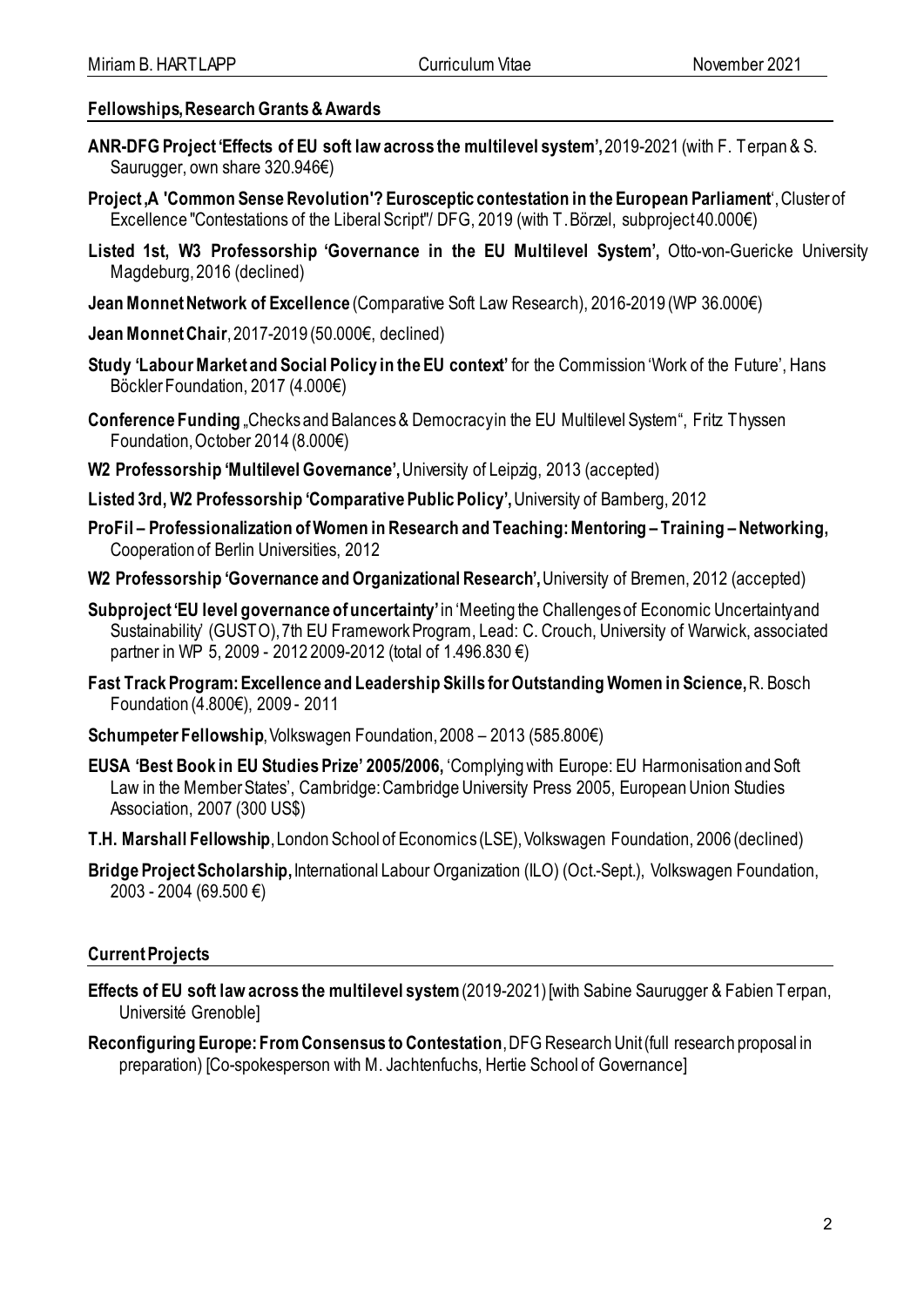## Fellowships, Research Grants & Awards

**ANR-DFG Project 'Effects of EU soft law across the multilevel system',** 2019-2021 (with F. Terpan & S. Saurugger, own share 320.946€)

**Project ‚A 'Common Sense Revolution'? Eurosceptic contestation in the European Parliament**', Cluster of Excellence "Contestations of the Liberal Script"/ DFG, 2019 (with T. Börzel, subproject 40.000€)

**Listed 1st, W3 Professorship 'Governance in the EU Multilevel System',** Otto-von-Guericke University Magdeburg, 2016 (declined)

**Jean Monnet Network of Excellence** (Comparative Soft Law Research), 2016-2019 (WP 36.000€)

**Jean Monnet Chair**, 2017-2019 (50.000€, declined)

**Study 'Labour Market and Social Policy in the EU context'** for the Commission 'Work of the Future', Hans Böckler Foundation, 2017 (4.000€)

**Conference Funding** „Checks and Balances & Democracy in the EU Multilevel System", Fritz Thyssen Foundation, October 2014 (8.000€)

**W2 Professorship 'Multilevel Governance',** University of Leipzig, 2013 (accepted)

**Listed 3rd, W2 Professorship 'Comparative Public Policy',** University of Bamberg, 2012

**ProFil – Professionalization of Women in Research and Teaching: Mentoring – Training – Networking,** Cooperation of Berlin Universities, 2012

**W2 Professorship 'Governance and Organizational Research',** University of Bremen, 2012 (accepted)

**Subproject 'EU level governance of uncertainty'** in 'Meeting the Challenges of Economic Uncertainty and Sustainability' (GUSTO), 7th EU Framework Program, Lead: C. Crouch, University of Warwick, associated partner in WP 5, 2009 - 2012 2009-2012 (total of 1.496.830 €)

**Fast Track Program: Excellence and Leadership Skills for Outstanding Women in Science,** R. Bosch Foundation (4.800€), 2009 - 2011

**Schumpeter Fellowship**, Volkswagen Foundation, 2008 – 2013 (585.800€)

**EUSA 'Best Book in EU Studies Prize' 2005/2006,** 'Complying with Europe: EU Harmonisation and Soft Law in the Member States', Cambridge: Cambridge University Press 2005, European Union Studies Association, 2007 (300 US$)

**T.H. Marshall Fellowship**, London School of Economics (LSE), Volkswagen Foundation, 2006 (declined)

**Bridge Project Scholarship,** International Labour Organization (ILO) (Oct.-Sept.), Volkswagen Foundation, 2003 - 2004 (69.500 €)

## Current Projects

**Effects of EU soft law across the multilevel system** (2019-2021) [with Sabine Saurugger & Fabien Terpan, Université Grenoble]

**Reconfiguring Europe: From Consensus to Contestation**, DFG Research Unit (full research proposal in preparation) [Co-spokesperson with M. Jachtenfuchs, Hertie School of Governance]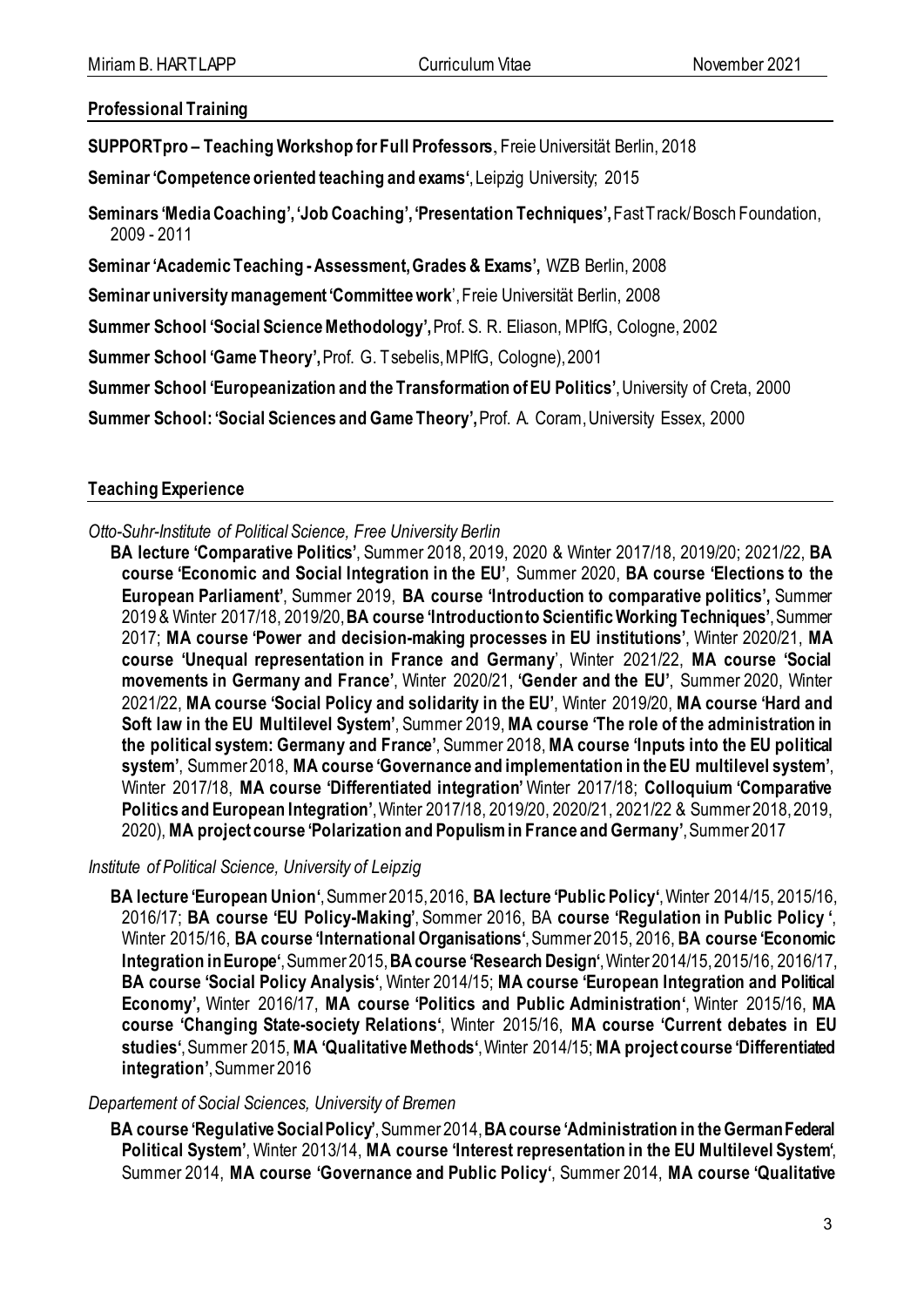## Professional Training

**SUPPORTpro – Teaching Workshop for Full Professors**, Freie Universität Berlin, 2018

**Seminar 'Competence oriented teaching and exams'**, Leipzig University; 2015

**Seminars 'Media Coaching', 'Job Coaching', 'Presentation Techniques',** Fast Track/ Bosch Foundation, 2009 - 2011

**Seminar 'Academic Teaching - Assessment, Grades & Exams',** WZB Berlin, 2008

**Seminar university management 'Committee work'**, Freie Universität Berlin, 2008

**Summer School 'Social Science Methodology',** Prof. S. R. Eliason, MPIfG, Cologne, 2002

**Summer School 'Game Theory',** Prof. G. Tsebelis, MPIfG, Cologne), 2001

**Summer School 'Europeanization and the Transformation of EU Politics'**, University of Creta, 2000

**Summer School: 'Social Sciences and Game Theory',** Prof. A. Coram, University Essex, 2000

## Teaching Experience

*Otto-Suhr-Institute of Political Science, Free University Berlin*

**BA lecture 'Comparative Politics'**, Summer 2018, 2019, 2020 & Winter 2017/18, 2019/20; 2021/22, **BA course 'Economic and Social Integration in the EU'**, Summer 2020, **BA course 'Elections to the European Parliament'**, Summer 2019, **BA course 'Introduction to comparative politics',** Summer 2019 & Winter 2017/18, 2019/20, **BA course 'Introduction to Scientific Working Techniques'**, Summer 2017; **MA course 'Power and decision-making processes in EU institutions'**, Winter 2020/21, **MA course 'Unequal representation in France and Germany**', Winter 2021/22, **MA course 'Social movements in Germany and France'**, Winter 2020/21, **'Gender and the EU'**, Summer 2020, Winter 2021/22, **MA course 'Social Policy and solidarity in the EU'**, Winter 2019/20, **MA course 'Hard and Soft law in the EU Multilevel System'**, Summer 2019, **MA course 'The role of the administration in the political system: Germany and France'**, Summer 2018, **MA course 'Inputs into the EU political system'**, Summer 2018, **MA course 'Governance and implementation in the EU multilevel system'**, Winter 2017/18, **MA course 'Differentiated integration'** Winter 2017/18; **Colloquium 'Comparative Politics and European Integration'**, Winter 2017/18, 2019/20, 2020/21, 2021/22 & Summer 2018, 2019, 2020), **MA project course 'Polarization and Populism in France and Germany'**, Summer 2017

*Institute of Political Science, University of Leipzig*

**BA lecture 'European Union'**, Summer 2015, 2016, **BA lecture 'Public Policy'**, Winter 2014/15, 2015/16, 2016/17; **BA course 'EU Policy-Making'**, Sommer 2016, BA **course 'Regulation in Public Policy '**, Winter 2015/16, **BA course 'International Organisations'**, Summer 2015, 2016, **BA course 'Economic Integration in Europe'**, Summer 2015, **BA course 'Research Design'**, Winter 2014/15, 2015/16, 2016/17, **BA course 'Social Policy Analysis'**, Winter 2014/15; **MA course 'European Integration and Political Economy',** Winter 2016/17, **MA course 'Politics and Public Administration'**, Winter 2015/16, **MA course 'Changing State-society Relations'**, Winter 2015/16, **MA course 'Current debates in EU studies'**, Summer 2015, **MA 'Qualitative Methods'**, Winter 2014/15; **MA project course 'Differentiated integration'**, Summer 2016

*Departement of Social Sciences, University of Bremen*

**BA course 'Regulative Social Policy'**, Summer 2014, **BA course 'Administration in the German Federal Political System'**, Winter 2013/14, **MA course 'Interest representation in the EU Multilevel System'**, Summer 2014, **MA course 'Governance and Public Policy'**, Summer 2014, **MA course 'Qualitative**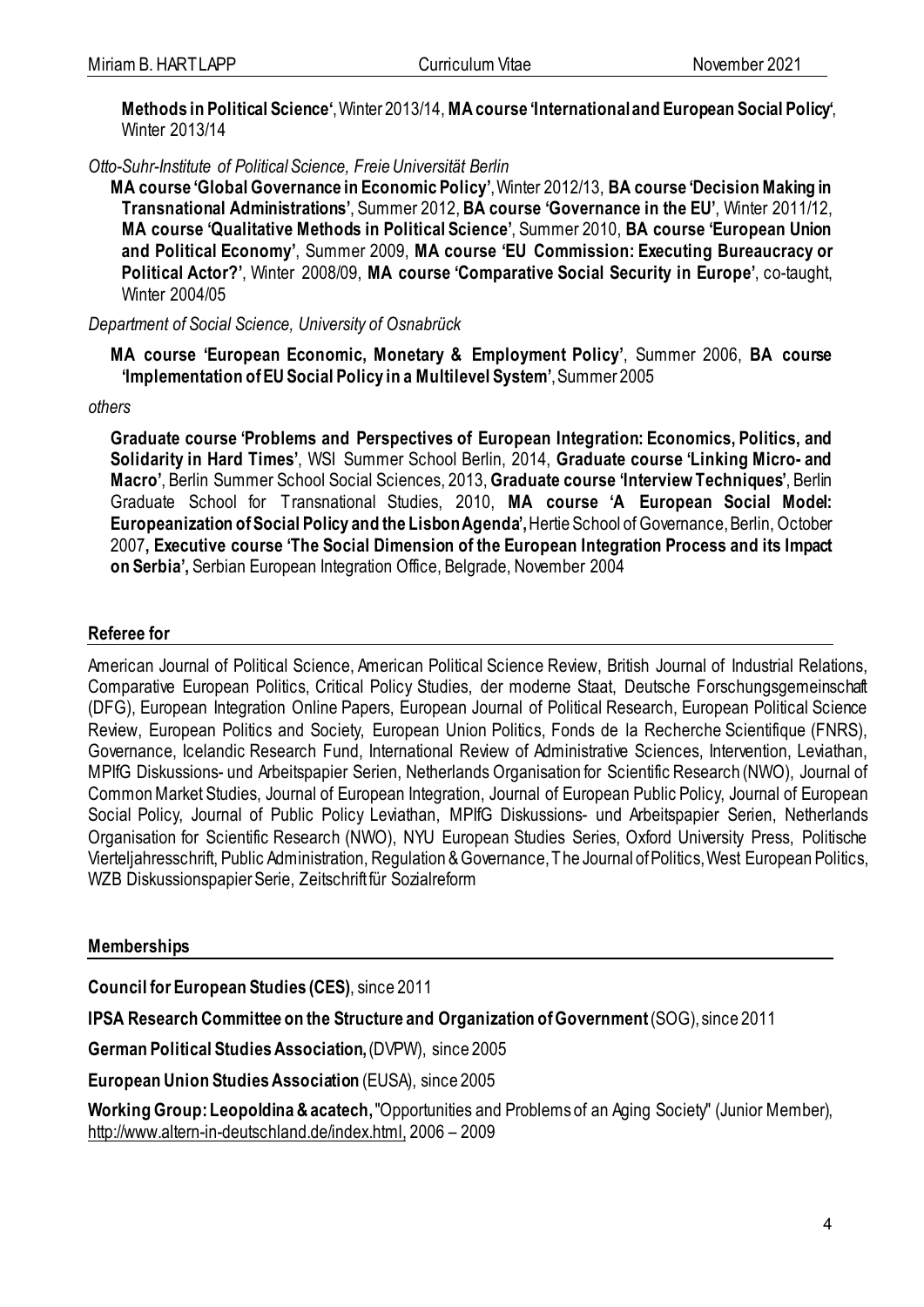**Methods in Political Science'**, Winter 2013/14, **MA course 'International and European Social Policy'**, Winter 2013/14

*Otto-Suhr-Institute of Political Science, Freie Universität Berlin*

**MA course 'Global Governance in Economic Policy'**, Winter 2012/13, **BA course 'Decision Making in Transnational Administrations'**, Summer 2012, **BA course 'Governance in the EU'**, Winter 2011/12, **MA course 'Qualitative Methods in Political Science'**, Summer 2010, **BA course 'European Union and Political Economy'**, Summer 2009, **MA course 'EU Commission: Executing Bureaucracy or Political Actor?'**, Winter 2008/09, **MA course 'Comparative Social Security in Europe'**, co-taught, Winter 2004/05

*Department of Social Science, University of Osnabrück*

**MA course 'European Economic, Monetary & Employment Policy'**, Summer 2006, **BA course 'Implementation of EU Social Policy in a Multilevel System'**, Summer 2005

*others*

**Graduate course 'Problems and Perspectives of European Integration: Economics, Politics, and Solidarity in Hard Times'**, WSI Summer School Berlin, 2014, **Graduate course 'Linking Micro- and Macro'**, Berlin Summer School Social Sciences, 2013, **Graduate course 'Interview Techniques'**, Berlin Graduate School for Transnational Studies, 2010, **MA course 'A European Social Model: Europeanization of Social Policy and the Lisbon Agenda',** Hertie School of Governance, Berlin, October 2007**, Executive course 'The Social Dimension of the European Integration Process and its Impact on Serbia',** Serbian European Integration Office, Belgrade, November 2004

## Referee for

American Journal of Political Science, American Political Science Review, British Journal of Industrial Relations, Comparative European Politics, Critical Policy Studies, der moderne Staat, Deutsche Forschungsgemeinschaft (DFG), European Integration Online Papers, European Journal of Political Research, European Political Science Review, European Politics and Society, European Union Politics, Fonds de la Recherche Scientifique (FNRS), Governance, Icelandic Research Fund, International Review of Administrative Sciences, Intervention, Leviathan, MPIfG Diskussions- und Arbeitspapier Serien, Netherlands Organisation for Scientific Research (NWO), Journal of Common Market Studies, Journal of European Integration, Journal of European Public Policy, Journal of European Social Policy, Journal of Public Policy Leviathan, MPIfG Diskussions- und Arbeitspapier Serien, Netherlands Organisation for Scientific Research (NWO), NYU European Studies Series, Oxford University Press, Politische Vierteljahresschrift, Public Administration, Regulation & Governance, The Journal of Politics, West European Politics, WZB Diskussionspapier Serie, Zeitschrift für Sozialreform

## Memberships

**Council for European Studies (CES)**, since 2011

**IPSA Research Committee on the Structure and Organization of Government** (SOG), since 2011

**German Political Studies Association,** (DVPW), since 2005

**European Union Studies Association** (EUSA), since 2005

**Working Group: Leopoldina & acatech,** "Opportunities and Problems of an Aging Society" (Junior Member), http://www.altern-in-deutschland.de/index.html, 2006 – 2009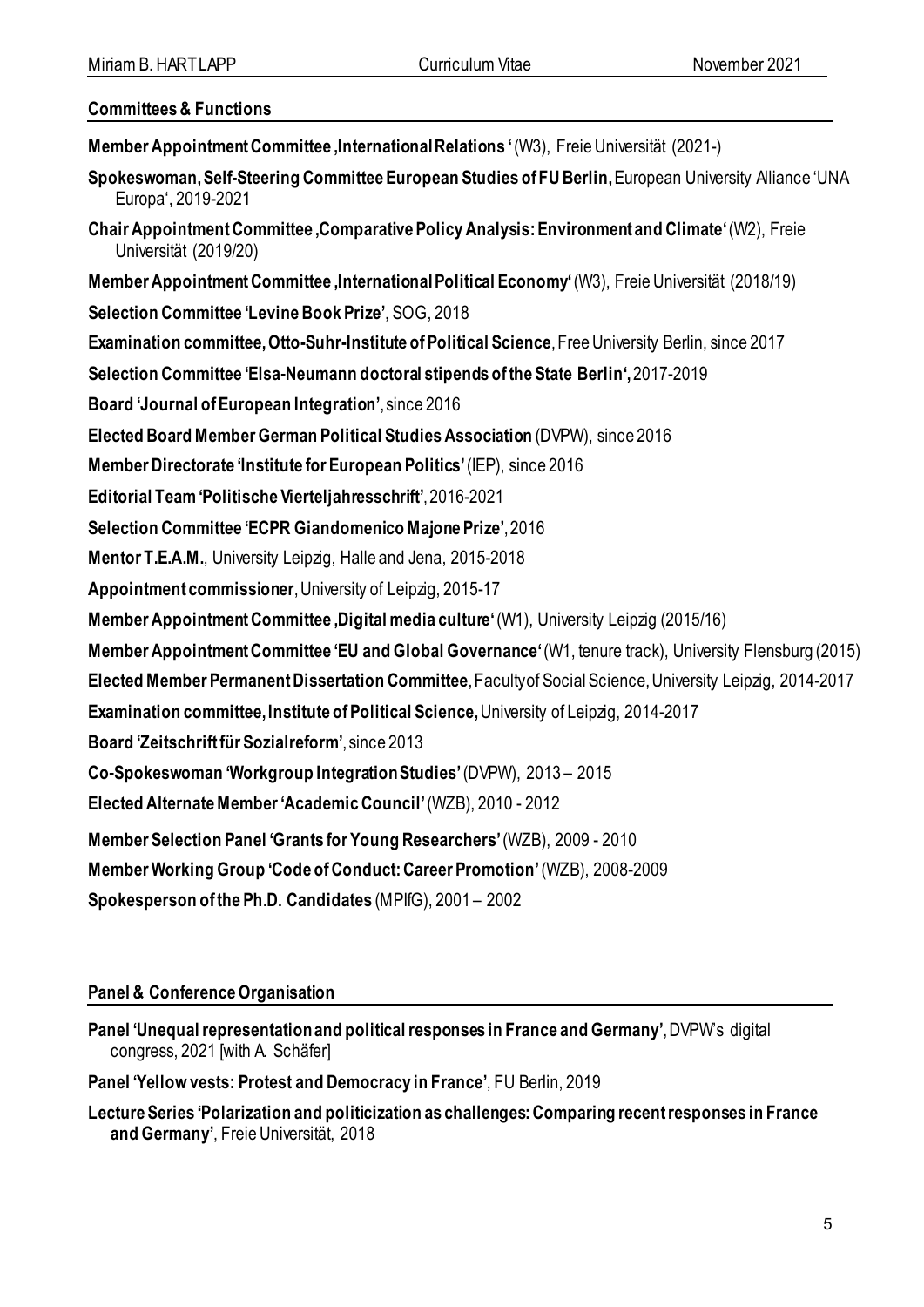## Committees & Functions

**Member Appointment Committee ,International Relations '** (W3), Freie Universität (2021-)

**Spokeswoman, Self-Steering Committee European Studies of FU Berlin,** European University Alliance 'UNA Europa', 2019-2021

**Chair Appointment Committee ,Comparative Policy Analysis: Environment and Climate'** (W2), Freie Universität (2019/20)

**Member Appointment Committee ,International Political Economy'** (W3), Freie Universität (2018/19)

**Selection Committee 'Levine Book Prize'**, SOG, 2018

**Examination committee, Otto-Suhr-Institute of Political Science**, Free University Berlin, since 2017

**Selection Committee 'Elsa-Neumann doctoral stipends of the State Berlin',** 2017-2019

**Board 'Journal of European Integration'**, since 2016

**Elected Board Member German Political Studies Association** (DVPW), since 2016

**Member Directorate 'Institute for European Politics'** (IEP), since 2016

**Editorial Team 'Politische Vierteljahresschrift'**, 2016-2021

**Selection Committee 'ECPR Giandomenico Majone Prize'**, 2016

**Mentor T.E.A.M.**, University Leipzig, Halle and Jena, 2015-2018

**Appointment commissioner**, University of Leipzig, 2015-17

**Member Appointment Committee ,Digital media culture'** (W1), University Leipzig (2015/16)

**Member Appointment Committee 'EU and Global Governance'** (W1, tenure track), University Flensburg (2015)

**Elected Member Permanent Dissertation Committee**, Faculty of Social Science, University Leipzig, 2014-2017

**Examination committee, Institute of Political Science,** University of Leipzig, 2014-2017

**Board 'Zeitschrift für Sozialreform'**, since 2013

**Co-Spokeswoman 'Workgroup Integration Studies'** (DVPW), 2013 – 2015

**Elected Alternate Member 'Academic Council'** (WZB), 2010 - 2012

**Member Selection Panel 'Grants for Young Researchers'** (WZB), 2009 - 2010

**Member Working Group 'Code of Conduct: Career Promotion'** (WZB), 2008-2009

**Spokesperson of the Ph.D. Candidates** (MPIfG), 2001 – 2002

## Panel & Conference Organisation

**Panel 'Unequal representation and political responses in France and Germany'**, DVPW's digital congress, 2021 [with A. Schäfer]

**Panel 'Yellow vests: Protest and Democracy in France'**, FU Berlin, 2019

**Lecture Series 'Polarization and politicization as challenges: Comparing recent responses in France and Germany'**, Freie Universität, 2018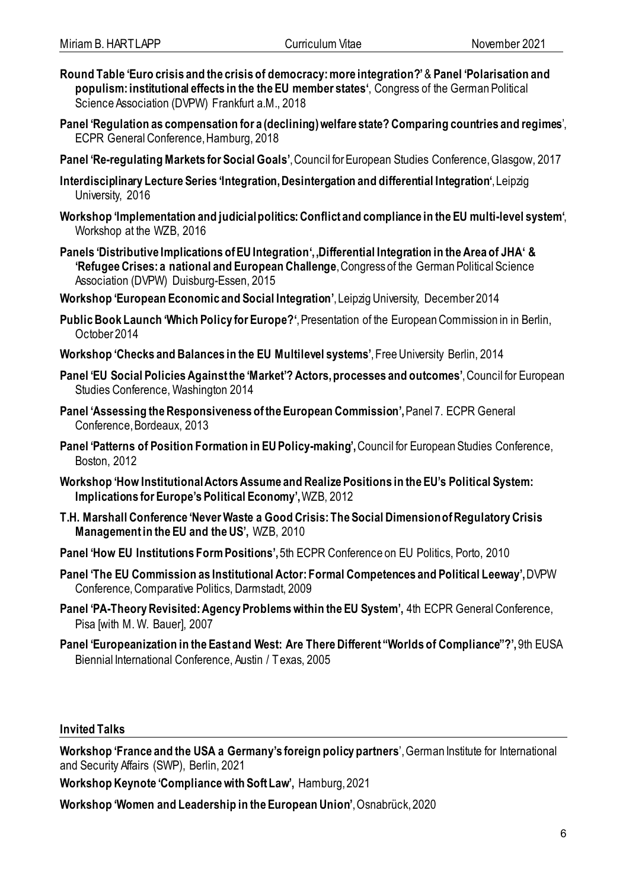**Round Table 'Euro crisis and the crisis of democracy: more integration?'** & **Panel 'Polarisation and populism: institutional effects in the the EU member states'**, Congress of the German Political Science Association (DVPW) Frankfurt a.M., 2018

**Panel 'Regulation as compensation for a (declining) welfare state? Comparing countries and regimes**', ECPR General Conference, Hamburg, 2018

**Panel 'Re-regulating Markets for Social Goals'**, Council for European Studies Conference, Glasgow, 2017

**Interdisciplinary Lecture Series 'Integration, Desintergation and differential Integration'**, Leipzig University, 2016

**Workshop 'Implementation and judicial politics: Conflict and compliance in the EU multi-level system'**, Workshop at the WZB, 2016

**Panels 'Distributive Implications of EU Integration', 'Differential Integration in the Area of JHA' & 'Refugee Crises: a national and European Challenge**, Congress of the German Political Science Association (DVPW) Duisburg-Essen, 2015

**Workshop 'European Economic and Social Integration'**, Leipzig University, December 2014

**Public Book Launch 'Which Policy for Europe?'**, Presentation of the European Commission in in Berlin, October 2014

**Workshop 'Checks and Balances in the EU Multilevel systems'**, Free University Berlin, 2014

**Panel 'EU Social Policies Against the 'Market'? Actors, processes and outcomes'**, Council for European Studies Conference, Washington 2014

**Panel 'Assessing the Responsiveness of the European Commission',** Panel 7. ECPR General Conference, Bordeaux, 2013

**Panel 'Patterns of Position Formation in EU Policy-making',** Council for European Studies Conference, Boston, 2012

**Workshop 'How Institutional Actors Assume and Realize Positions in the EU's Political System: Implications for Europe's Political Economy',** WZB, 2012

**T.H. Marshall Conference 'Never Waste a Good Crisis: The Social Dimension of Regulatory Crisis Management in the EU and the US',** WZB, 2010

**Panel 'How EU Institutions Form Positions',** 5th ECPR Conference on EU Politics, Porto, 2010

**Panel 'The EU Commission as Institutional Actor: Formal Competences and Political Leeway',** DVPW Conference, Comparative Politics, Darmstadt, 2009

**Panel 'PA-Theory Revisited: Agency Problems within the EU System',** 4th ECPR General Conference, Pisa [with M. W. Bauer], 2007

**Panel 'Europeanization in the East and West: Are There Different "Worlds of Compliance"?',** 9th EUSA Biennial International Conference, Austin / Texas, 2005

## Invited Talks

**Workshop 'France and the USA a Germany's foreign policy partners**', German Institute for International and Security Affairs (SWP), Berlin, 2021

**Workshop Keynote 'Compliance with Soft Law',** Hamburg, 2021

**Workshop 'Women and Leadership in the European Union'**, Osnabrück, 2020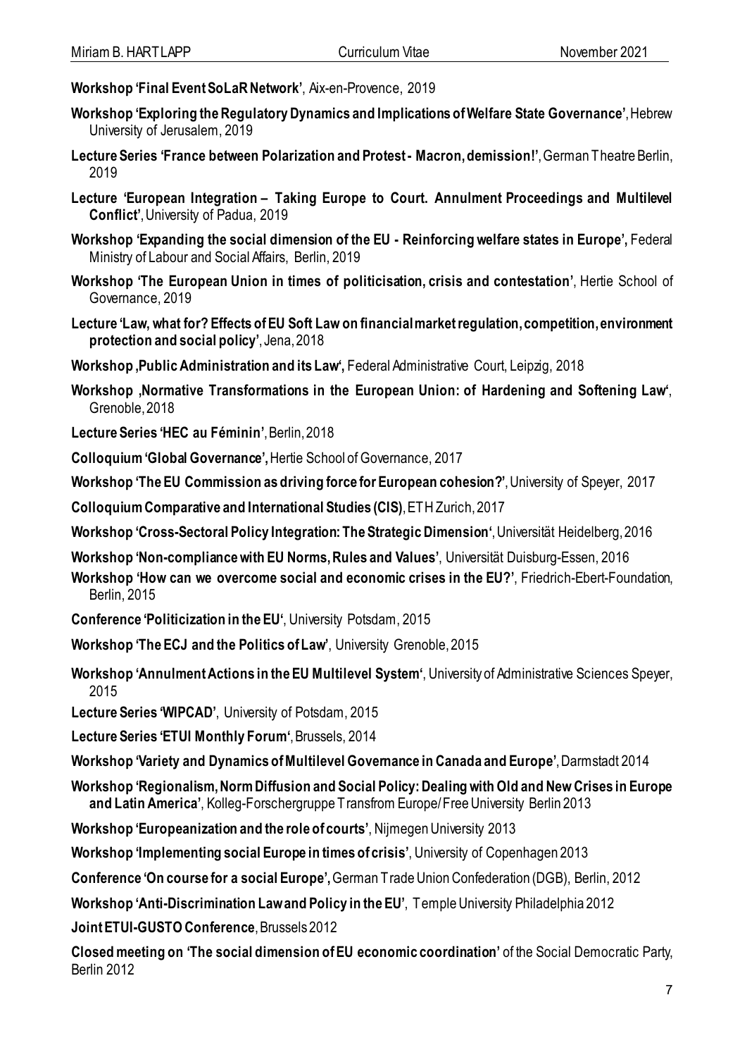**Workshop 'Final Event SoLaR Network'**, Aix-en-Provence, 2019

**Workshop 'Exploring the Regulatory Dynamics and Implications of Welfare State Governance'**, Hebrew University of Jerusalem, 2019

**Lecture Series 'France between Polarization and Protest - Macron, demission!'**, German Theatre Berlin, 2019

**Lecture 'European Integration – Taking Europe to Court. Annulment Proceedings and Multilevel Conflict'**, University of Padua, 2019

**Workshop 'Expanding the social dimension of the EU - Reinforcing welfare states in Europe',** Federal Ministry of Labour and Social Affairs, Berlin, 2019

**Workshop 'The European Union in times of politicisation, crisis and contestation'**, Hertie School of Governance, 2019

**Lecture 'Law, what for? Effects of EU Soft Law on financial market regulation, competition, environment protection and social policy'**, Jena, 2018

**Workshop ,Public Administration and its Law',** Federal Administrative Court, Leipzig, 2018

**Workshop ,Normative Transformations in the European Union: of Hardening and Softening Law'**, Grenoble, 2018

**Lecture Series 'HEC au Féminin'**, Berlin, 2018

**Colloquium 'Global Governance',** Hertie School of Governance, 2017

**Workshop 'The EU Commission as driving force for European cohesion?'**, University of Speyer, 2017

**Colloquium Comparative and International Studies (CIS)**, ETH Zurich, 2017

**Workshop 'Cross-Sectoral Policy Integration: The Strategic Dimension'**, Universität Heidelberg, 2016

**Workshop 'Non-compliance with EU Norms, Rules and Values'**, Universität Duisburg-Essen, 2016

**Workshop 'How can we overcome social and economic crises in the EU?'**, Friedrich-Ebert-Foundation, Berlin, 2015

**Conference 'Politicization in the EU'**, University Potsdam, 2015

**Workshop 'The ECJ and the Politics of Law'**, University Grenoble, 2015

**Workshop 'Annulment Actions in the EU Multilevel System'**, University of Administrative Sciences Speyer, 2015

**Lecture Series 'WIPCAD'**, University of Potsdam, 2015

**Lecture Series 'ETUI Monthly Forum'**, Brussels, 2014

**Workshop 'Variety and Dynamics of Multilevel Governance in Canada and Europe'**, Darmstadt 2014

**Workshop 'Regionalism, Norm Diffusion and Social Policy: Dealing with Old and New Crises in Europe and Latin America'**, Kolleg-Forschergruppe Transfrom Europe/ Free University Berlin 2013

**Workshop 'Europeanization and the role of courts'**, Nijmegen University 2013

**Workshop 'Implementing social Europe in times of crisis'**, University of Copenhagen 2013

**Conference 'On course for a social Europe',** German Trade Union Confederation (DGB), Berlin, 2012

**Workshop 'Anti-Discrimination Law and Policy in the EU'**, Temple University Philadelphia 2012

**Joint ETUI-GUSTO Conference**, Brussels 2012

**Closed meeting on 'The social dimension of EU economic coordination'** of the Social Democratic Party, Berlin 2012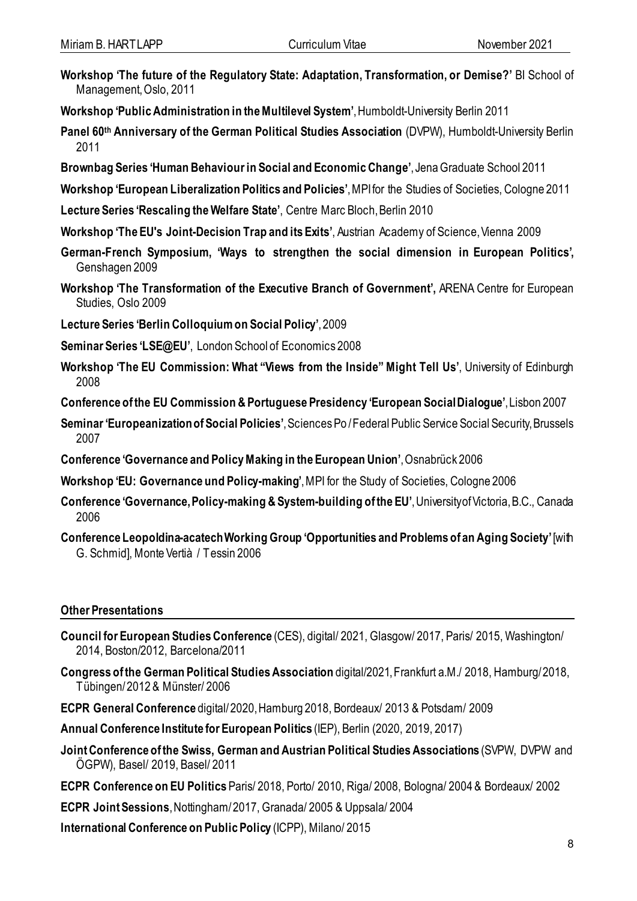**Workshop 'The future of the Regulatory State: Adaptation, Transformation, or Demise?'** BI School of Management, Oslo, 2011

**Workshop 'Public Administration in the Multilevel System'**, Humboldt-University Berlin 2011

**Panel 60th Anniversary of the German Political Studies Association** (DVPW), Humboldt-University Berlin 2011

**Brownbag Series 'Human Behaviour in Social and Economic Change'**, Jena Graduate School 2011

**Workshop 'European Liberalization Politics and Policies'**, MPI for the Studies of Societies, Cologne 2011

**Lecture Series 'Rescaling the Welfare State'**, Centre Marc Bloch, Berlin 2010

**Workshop 'The EU's Joint-Decision Trap and its Exits'**, Austrian Academy of Science, Vienna 2009

**German-French Symposium, 'Ways to strengthen the social dimension in European Politics',** Genshagen 2009

**Workshop 'The Transformation of the Executive Branch of Government',** ARENA Centre for European Studies, Oslo 2009

**Lecture Series 'Berlin Colloquium on Social Policy'**, 2009

**Seminar Series 'LSE@EU'**, London School of Economics 2008

**Workshop 'The EU Commission: What "Views from the Inside" Might Tell Us'**, University of Edinburgh 2008

**Conference of the EU Commission & Portuguese Presidency 'European Social Dialogue'**, Lisbon 2007

**Seminar 'Europeanization of Social Policies'**, Sciences Po / Federal Public Service Social Security, Brussels 2007

**Conference 'Governance and Policy Making in the European Union'**, Osnabrück 2006

**Workshop 'EU: Governance und Policy-making'**, MPI for the Study of Societies, Cologne 2006

**Conference 'Governance, Policy-making & System-building of the EU'**, University of Victoria, B.C., Canada 2006

**Conference Leopoldina-acatech Working Group 'Opportunities and Problems of an Aging Society'** [with G. Schmid], Monte Vertià / Tessin 2006

## Other Presentations

**Council for European Studies Conference** (CES), digital/ 2021, Glasgow/ 2017, Paris/ 2015, Washington/ 2014, Boston/2012, Barcelona/2011

**Congress of the German Political Studies Association** digital/2021, Frankfurt a.M./ 2018, Hamburg/ 2018, Tübingen/ 2012 & Münster/ 2006

**ECPR General Conference** digital/ 2020, Hamburg 2018, Bordeaux/ 2013 & Potsdam/ 2009

**Annual Conference Institute for European Politics** (IEP), Berlin (2020, 2019, 2017)

**Joint Conference of the Swiss, German and Austrian Political Studies Associations** (SVPW, DVPW and ÖGPW), Basel/ 2019, Basel/ 2011

**ECPR Conference on EU Politics** Paris/ 2018, Porto/ 2010, Riga/ 2008, Bologna/ 2004 & Bordeaux/ 2002

**ECPR Joint Sessions**, Nottingham/ 2017, Granada/ 2005 & Uppsala/ 2004

**International Conference on Public Policy** (ICPP), Milano/ 2015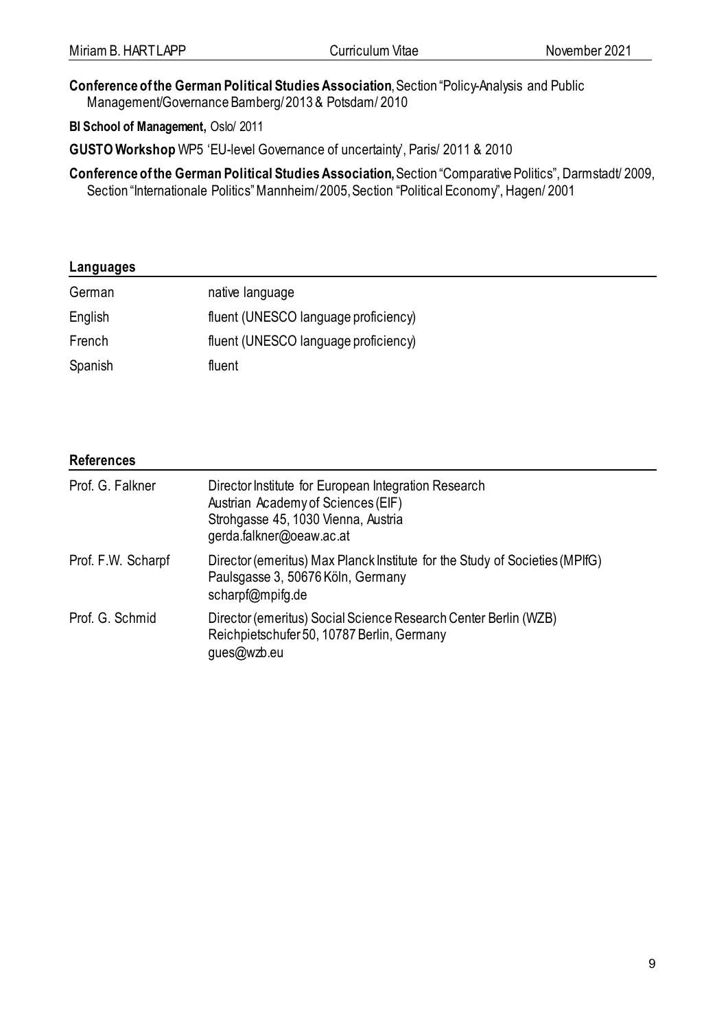**Conference of the German Political Studies Association**, Section "Policy-Analysis and Public Management/Governance Bamberg/ 2013 & Potsdam/ 2010

**BI School of Management,** Oslo/ 2011

**GUSTO Workshop** WP5 'EU-level Governance of uncertainty', Paris/ 2011 & 2010

**Conference of the German Political Studies Association,** Section "Comparative Politics", Darmstadt/ 2009, Section "Internationale Politics" Mannheim/ 2005, Section "Political Economy", Hagen/ 2001

## Languages

| | |
|---|---|
| German | native language |
| English | fluent (UNESCO language proficiency) |
| French | fluent (UNESCO language proficiency) |
| Spanish | fluent |

## References

| | |
|---|---|
| Prof. G. Falkner | Director Institute for European Integration Research<br>Austrian Academy of Sciences (EIF)<br>Strohgasse 45, 1030 Vienna, Austria<br>gerda.falkner@oeaw.ac.at |
| Prof. F.W. Scharpf | Director (emeritus) Max Planck Institute for the Study of Societies (MPIfG)<br>Paulsgasse 3, 50676 Köln, Germany<br>scharpf@mpifg.de |
| Prof. G. Schmid | Director (emeritus) Social Science Research Center Berlin (WZB)<br>Reichpietschufer 50, 10787 Berlin, Germany<br>gues@wzb.eu |